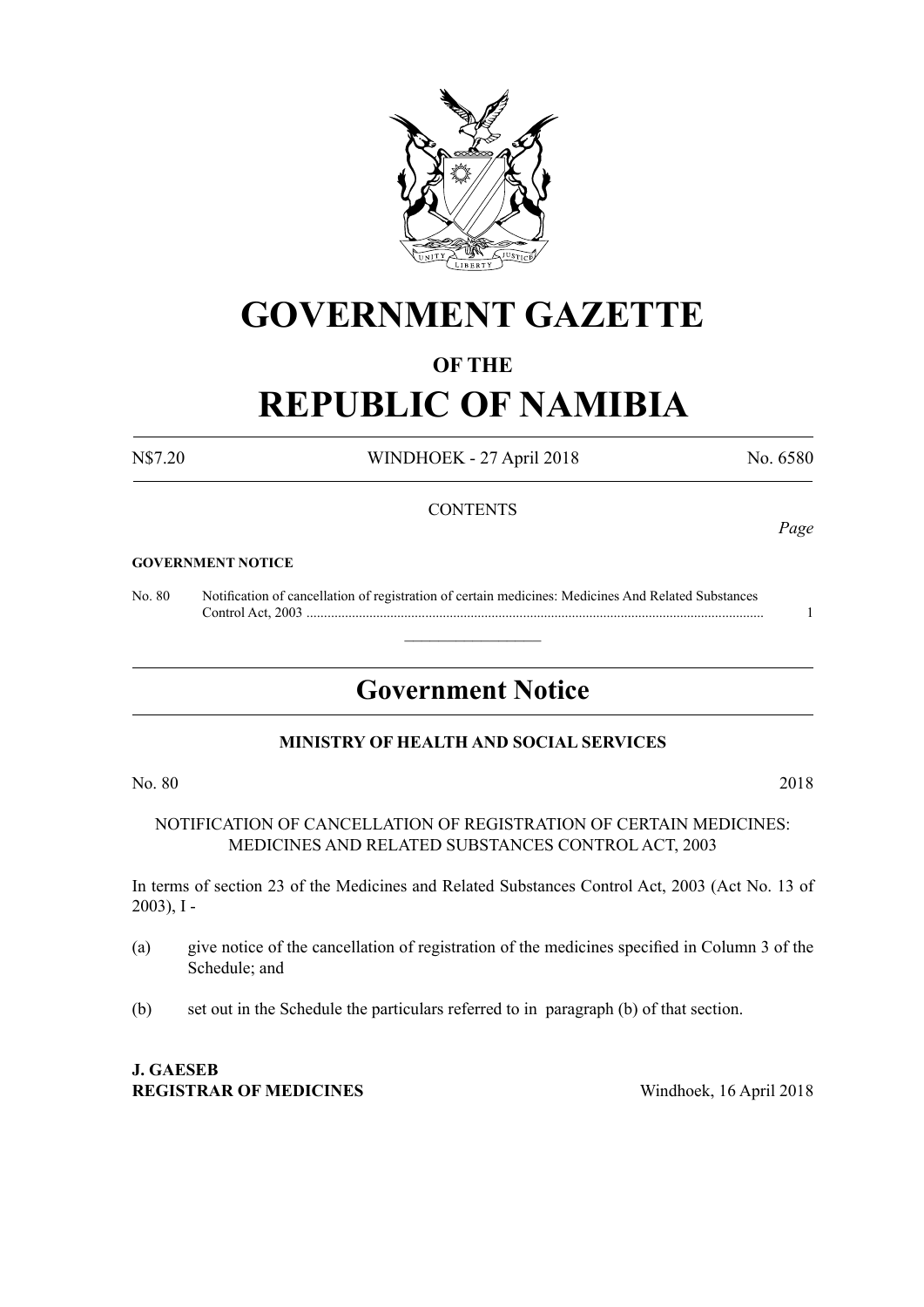# GOVERNMENT GAZETTE

## OF THE

# REPUBLIC OF NAMIBIA

N$7.20 WINDHOEK - 27 April 2018 No. 6580

CONTENTS

*Page*

**GOVERNMENT NOTICE**

No. 80 Notification of cancellation of registration of certain medicines: Medicines And Related Substances Control Act, 2003 ................................................................................................................................ 1

---

## Government Notice

**MINISTRY OF HEALTH AND SOCIAL SERVICES**

No. 80 2018

NOTIFICATION OF CANCELLATION OF REGISTRATION OF CERTAIN MEDICINES: MEDICINES AND RELATED SUBSTANCES CONTROL ACT, 2003

In terms of section 23 of the Medicines and Related Substances Control Act, 2003 (Act No. 13 of 2003), I -

(a) give notice of the cancellation of registration of the medicines specified in Column 3 of the Schedule; and

(b) set out in the Schedule the particulars referred to in paragraph (b) of that section.

**J. GAESEB**
**REGISTRAR OF MEDICINES** Windhoek, 16 April 2018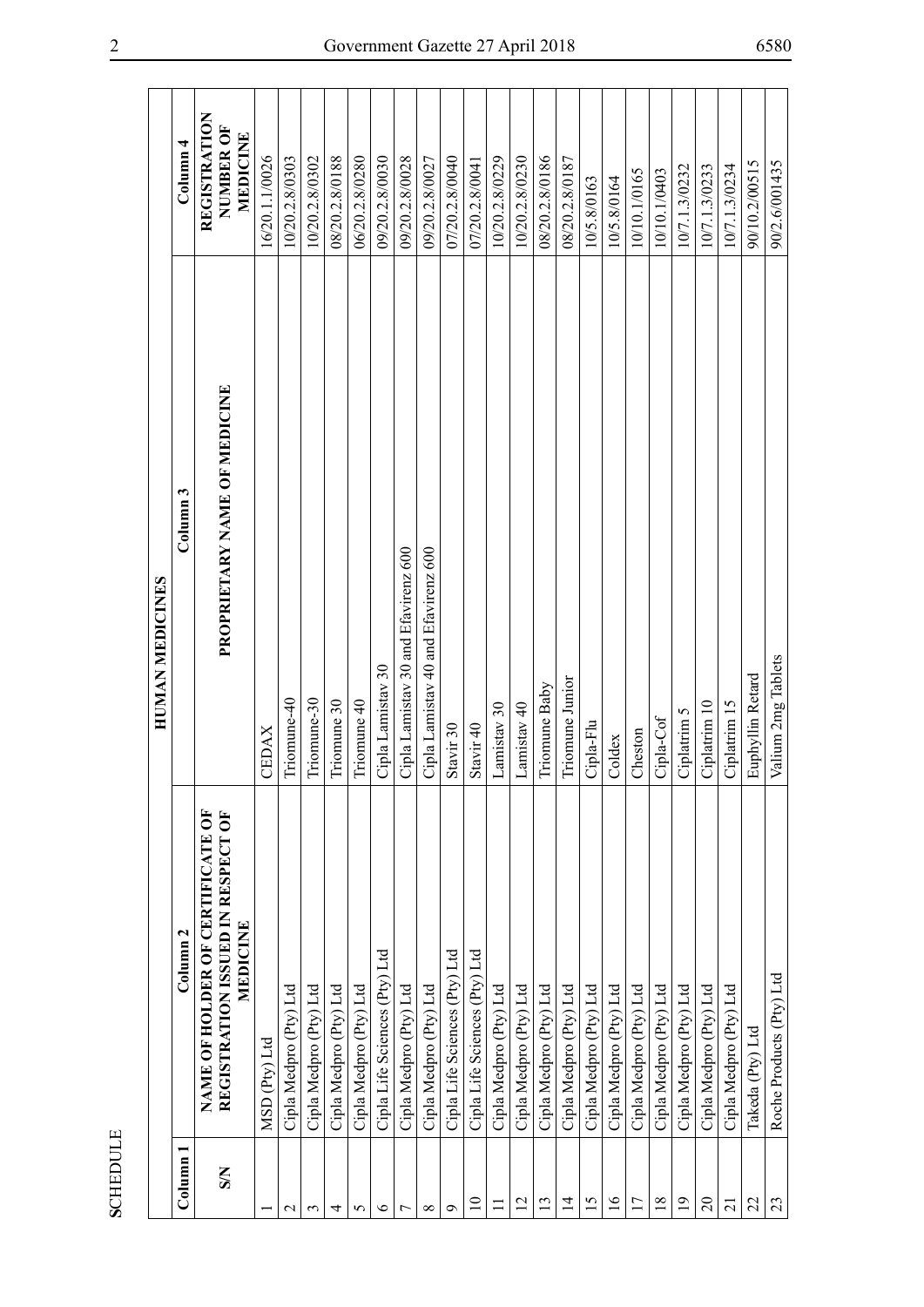SCHEDULE

| Column 1 | Column 2 | Column 3 | Column 4 |
|---|---|---|---|
| | HUMAN MEDICINES | | |
| S/N | NAME OF HOLDER OF CERTIFICATE OF REGISTRATION ISSUED IN RESPECT OF MEDICINE | PROPRIETARY NAME OF MEDICINE | REGISTRATION NUMBER OF MEDICINE |
| 1 | MSD (Pty) Ltd | CEDAX | 16/20.1.1/0026 |
| 2 | Cipla Medpro (Pty) Ltd | Triomune-40 | 10/20.2.8/0303 |
| 3 | Cipla Medpro (Pty) Ltd | Triomune-30 | 10/20.2.8/0302 |
| 4 | Cipla Medpro (Pty) Ltd | Triomune 30 | 08/20.2.8/0188 |
| 5 | Cipla Medpro (Pty) Ltd | Triomune 40 | 06/20.2.8/0280 |
| 6 | Cipla Life Sciences (Pty) Ltd | Cipla Lamistav 30 | 09/20.2.8/0030 |
| 7 | Cipla Medpro (Pty) Ltd | Cipla Lamistav 30 and Efavirenz 600 | 09/20.2.8/0028 |
| 8 | Cipla Medpro (Pty) Ltd | Cipla Lamistav 40 and Efavirenz 600 | 09/20.2.8/0027 |
| 9 | Cipla Life Sciences (Pty) Ltd | Stavir 30 | 07/20.2.8/0040 |
| 10 | Cipla Life Sciences (Pty) Ltd | Stavir 40 | 07/20.2.8/0041 |
| 11 | Cipla Medpro (Pty) Ltd | Lamistav 30 | 10/20.2.8/0229 |
| 12 | Cipla Medpro (Pty) Ltd | Lamistav 40 | 10/20.2.8/0230 |
| 13 | Cipla Medpro (Pty) Ltd | Triomune Baby | 08/20.2.8/0186 |
| 14 | Cipla Medpro (Pty) Ltd | Triomune Junior | 08/20.2.8/0187 |
| 15 | Cipla Medpro (Pty) Ltd | Cipla-Flu | 10/5.8/0163 |
| 16 | Cipla Medpro (Pty) Ltd | Coldex | 10/5.8/0164 |
| 17 | Cipla Medpro (Pty) Ltd | Cheston | 10/10.1/0165 |
| 18 | Cipla Medpro (Pty) Ltd | Cipla-Cof | 10/10.1/0403 |
| 19 | Cipla Medpro (Pty) Ltd | Ciplatrim 5 | 10/7.1.3/0232 |
| 20 | Cipla Medpro (Pty) Ltd | Ciplatrim 10 | 10/7.1.3/0233 |
| 21 | Cipla Medpro (Pty) Ltd | Ciplatrim 15 | 10/7.1.3/0234 |
| 22 | Takeda (Pty) Ltd | Euphyllin Retard | 90/10.2/00515 |
| 23 | Roche Products (Pty) Ltd | Valium 2mg Tablets | 90/2.6/001435 |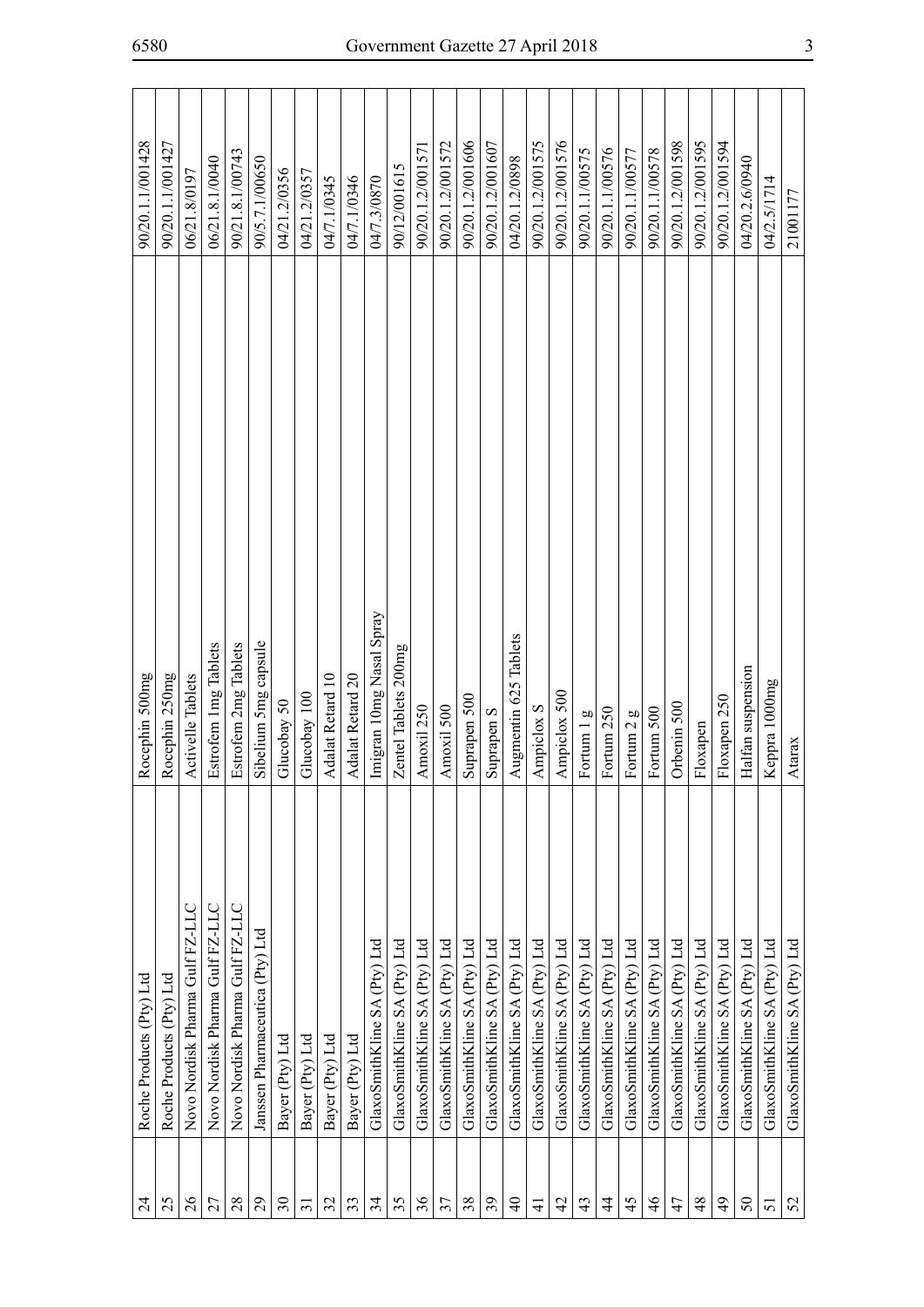| 24 | Roche Products (Pty) Ltd | Rocephin 500mg | 90/20.1.1/001428 |
|---|---|---|---|
| 25 | Roche Products (Pty) Ltd | Rocephin 250mg | 90/20.1.1/001427 |
| 26 | Novo Nordisk Pharma Gulf FZ-LLC | Activelle Tablets | 06/21.8/0197 |
| 27 | Novo Nordisk Pharma Gulf FZ-LLC | Estrofem 1mg Tablets | 06/21.8.1/0040 |
| 28 | Novo Nordisk Pharma Gulf FZ-LLC | Estrofem 2mg Tablets | 90/21.8.1/00743 |
| 29 | Janssen Pharmaceutica (Pty) Ltd | Sibelium 5mg capsule | 90/5.7.1/00650 |
| 30 | Bayer (Pty) Ltd | Glucobay 50 | 04/21.2/0356 |
| 31 | Bayer (Pty) Ltd | Glucobay 100 | 04/21.2/0357 |
| 32 | Bayer (Pty) Ltd | Adalat Retard 10 | 04/7.1/0345 |
| 33 | Bayer (Pty) Ltd | Adalat Retard 20 | 04/7.1/0346 |
| 34 | GlaxoSmithKline SA (Pty) Ltd | Imigran 10mg Nasal Spray | 04/7.3/0870 |
| 35 | GlaxoSmithKline SA (Pty) Ltd | Zentel Tablets 200mg | 90/12/001615 |
| 36 | GlaxoSmithKline SA (Pty) Ltd | Amoxil 250 | 90/20.1.2/001571 |
| 37 | GlaxoSmithKline SA (Pty) Ltd | Amoxil 500 | 90/20.1.2/001572 |
| 38 | GlaxoSmithKline SA (Pty) Ltd | Suprapen 500 | 90/20.1.2/001606 |
| 39 | GlaxoSmithKline SA (Pty) Ltd | Suprapen S | 90/20.1.2/001607 |
| 40 | GlaxoSmithKline SA (Pty) Ltd | Augmentin 625 Tablets | 04/20.1.2/0898 |
| 41 | GlaxoSmithKline SA (Pty) Ltd | Ampiclox S | 90/20.1.2/001575 |
| 42 | GlaxoSmithKline SA (Pty) Ltd | Ampiclox 500 | 90/20.1.2/001576 |
| 43 | GlaxoSmithKline SA (Pty) Ltd | Fortum 1 g | 90/20.1.1/00575 |
| 44 | GlaxoSmithKline SA (Pty) Ltd | Fortum 250 | 90/20.1.1/00576 |
| 45 | GlaxoSmithKline SA (Pty) Ltd | Fortum 2 g | 90/20.1.1/00577 |
| 46 | GlaxoSmithKline SA (Pty) Ltd | Fortum 500 | 90/20.1.1/00578 |
| 47 | GlaxoSmithKline SA (Pty) Ltd | Orbenin 500 | 90/20.1.2/001598 |
| 48 | GlaxoSmithKline SA (Pty) Ltd | Floxapen | 90/20.1.2/001595 |
| 49 | GlaxoSmithKline SA (Pty) Ltd | Floxapen 250 | 90/20.1.2/001594 |
| 50 | GlaxoSmithKline SA (Pty) Ltd | Halfan suspension | 04/20.2.6/0940 |
| 51 | GlaxoSmithKline SA (Pty) Ltd | Keppra 1000mg | 04/2.5/1714 |
| 52 | GlaxoSmithKline SA (Pty) Ltd | Atarax | 2100177 |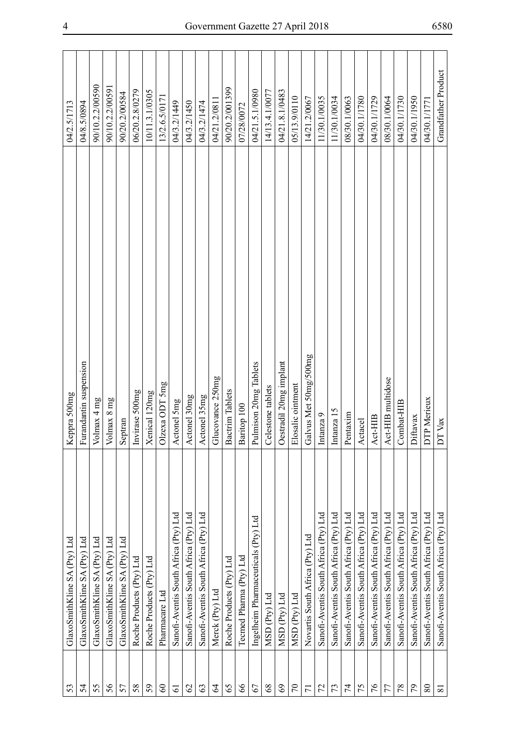| 53 | GlaxoSmithKline SA (Pty) Ltd | Keppra 500mg | 04/2.5/1713 |
|---|---|---|---|
| 54 | GlaxoSmithKline SA (Pty) Ltd | Furandantin suspension | 04/8.5/0894 |
| 55 | GlaxoSmithKline SA (Pty) Ltd | Volmax 4 mg | 90/10.2.2/00590 |
| 56 | GlaxoSmithKline SA (Pty) Ltd | Volmax 8 mg | 90/10.2.2/00591 |
| 57 | GlaxoSmithKline SA (Pty) Ltd | Septran | 90/20.2/00584 |
| 58 | Roche Products (Pty) Ltd | Invirase 500mg | 06/20.2.8/0279 |
| 59 | Roche Products (Pty) Ltd | Xenical 120mg | 10/11.3.1/0305 |
| 60 | Pharmacare Ltd | Olzexa ODT 5mg | 13/2.6.5/0171 |
| 61 | Sanofi-Aventis South Africa (Pty) Ltd | Actonel 5mg | 04/3.2/1449 |
| 62 | Sanofi-Aventis South Africa (Pty) Ltd | Actonel 30mg | 04/3.2/1450 |
| 63 | Sanofi-Aventis South Africa (Pty) Ltd | Actonel 35mg | 04/3.2/1474 |
| 64 | Merck (Pty) Ltd | Glucovance 250mg | 04/21.2/0811 |
| 65 | Roche Products (Pty) Ltd | Bactrim Tablets | 90/20.2/001399 |
| 66 | Tecmed Pharma (Pty) Ltd | Baritop 100 | 07/28/0072 |
| 67 | Ingelheim Pharmaceuticals (Pty) Ltd | Pulmison 20mg Tablets | 04/21.5.1/0980 |
| 68 | MSD (Pty) Ltd | Celestone tablets | 14/13.4.1/0077 |
| 69 | MSD (Pty) Ltd | Oestradil 20mg implant | 04/21.8.1/0483 |
| 70 | MSD (Pty) Ltd | Elosalic ointment | 05/13.9/0110 |
| 71 | Novartis South Africa (Pty) Ltd | Galvus Met 50mg/500mg | 14/21.2/0067 |
| 72 | Sanofi-Aventis South Africa (Pty) Ltd | Intanza 9 | 11/30.1/0035 |
| 73 | Sanofi-Aventis South Africa (Pty) Ltd | Intanza 15 | 11/30.1/0034 |
| 74 | Sanofi-Aventis South Africa (Pty) Ltd | Pentaxim | 08/30.1/0063 |
| 75 | Sanofi-Aventis South Africa (Pty) Ltd | Actacel | 04/30.1/1780 |
| 76 | Sanofi-Aventis South Africa (Pty) Ltd | Act-HIB | 04/30.1/1729 |
| 77 | Sanofi-Aventis South Africa (Pty) Ltd | Act-HIB multidose | 08/30.1/0064 |
| 78 | Sanofi-Aventis South Africa (Pty) Ltd | Combat-HIB | 04/30.1/1730 |
| 79 | Sanofi-Aventis South Africa (Pty) Ltd | Diftavax | 04/30.1/1950 |
| 80 | Sanofi-Aventis South Africa (Pty) Ltd | DTP Merieux | 04/30.1/1771 |
| 81 | Sanofi-Aventis South Africa (Pty) Ltd | DT Vax | Grandfather Product |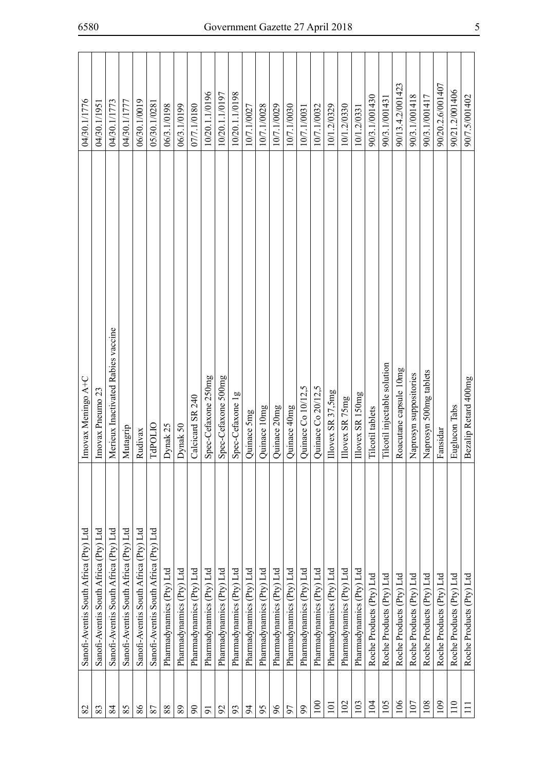| 82 | Sanofi-Aventis South Africa (Pty) Ltd | Imovax Meningo A+C | 04/30.1/1776 |
|---|---|---|---|
| 83 | Sanofi-Aventis South Africa (Pty) Ltd | Imovax Pneumo 23 | 04/30.1/1951 |
| 84 | Sanofi-Aventis South Africa (Pty) Ltd | Merieux Inactivated Rabies vaccine | 04/30.1/1773 |
| 85 | Sanofi-Aventis South Africa (Pty) Ltd | Mutagrip | 04/30.1/1777 |
| 86 | Sanofi-Aventis South Africa (Pty) Ltd | Rudivax | 06/30.1/0019 |
| 87 | Sanofi-Aventis South Africa (Pty) Ltd | TdPOLIO | 05/30.1/0281 |
| 88 | Pharmadynamics (Pty) Ltd | Dynak 25 | 06/3.1/0198 |
| 89 | Pharmadynamics (Pty) Ltd | Dynak 50 | 06/3.1/0199 |
| 90 | Pharmadynamics (Pty) Ltd | Calcicard SR 240 | 07/7.1/0180 |
| 91 | Pharmadynamics (Pty) Ltd | Spec-Cefaxone 250mg | 10/20.1.1/0196 |
| 92 | Pharmadynamics (Pty) Ltd | Spec-Cefaxone 500mg | 10/20.1.1/0197 |
| 93 | Pharmadynamics (Pty) Ltd | Spec-Cefaxone 1g | 10/20.1.1/0198 |
| 94 | Pharmadynamics (Pty) Ltd | Quinace 5mg | 10/7.1/0027 |
| 95 | Pharmadynamics (Pty) Ltd | Quinace 10mg | 10/7.1/0028 |
| 96 | Pharmadynamics (Pty) Ltd | Quinace 20mg | 10/7.1/0029 |
| 97 | Pharmadynamics (Pty) Ltd | Quinace 40mg | 10/7.1/0030 |
| 99 | Pharmadynamics (Pty) Ltd | Quinace Co 10/12,5 | 10/7.1/0031 |
| 100 | Pharmadynamics (Pty) Ltd | Quinace Co 20/12,5 | 10/7.1/0032 |
| 101 | Pharmadynamics (Pty) Ltd | Illovex SR 37,5mg | 10/1.2/0329 |
| 102 | Pharmadynamics (Pty) Ltd | Illovex SR 75mg | 10/1.2/0330 |
| 103 | Pharmadynamics (Pty) Ltd | Illovex SR 150mg | 10/1.2/0331 |
| 104 | Roche Products (Pty) Ltd | Tilcotil tablets | 90/3.1/001430 |
| 105 | Roche Products (Pty) Ltd | Tilcotil injectable solution | 90/3.1/001431 |
| 106 | Roche Products (Pty) Ltd | Roacutane capsule 10mg | 90/13.4.2/001423 |
| 107 | Roche Products (Pty) Ltd | Naprosyn suppositories | 90/3.1/001418 |
| 108 | Roche Products (Pty) Ltd | Naprosyn 500mg tablets | 90/3.1/001417 |
| 109 | Roche Products (Pty) Ltd | Fansidar | 90/20.2.6/001407 |
| 110 | Roche Products (Pty) Ltd | Euglucon Tabs | 90/21.2/001406 |
| 111 | Roche Products (Pty) Ltd | Bezalip Retard 400mg | 90/7.5/001402 |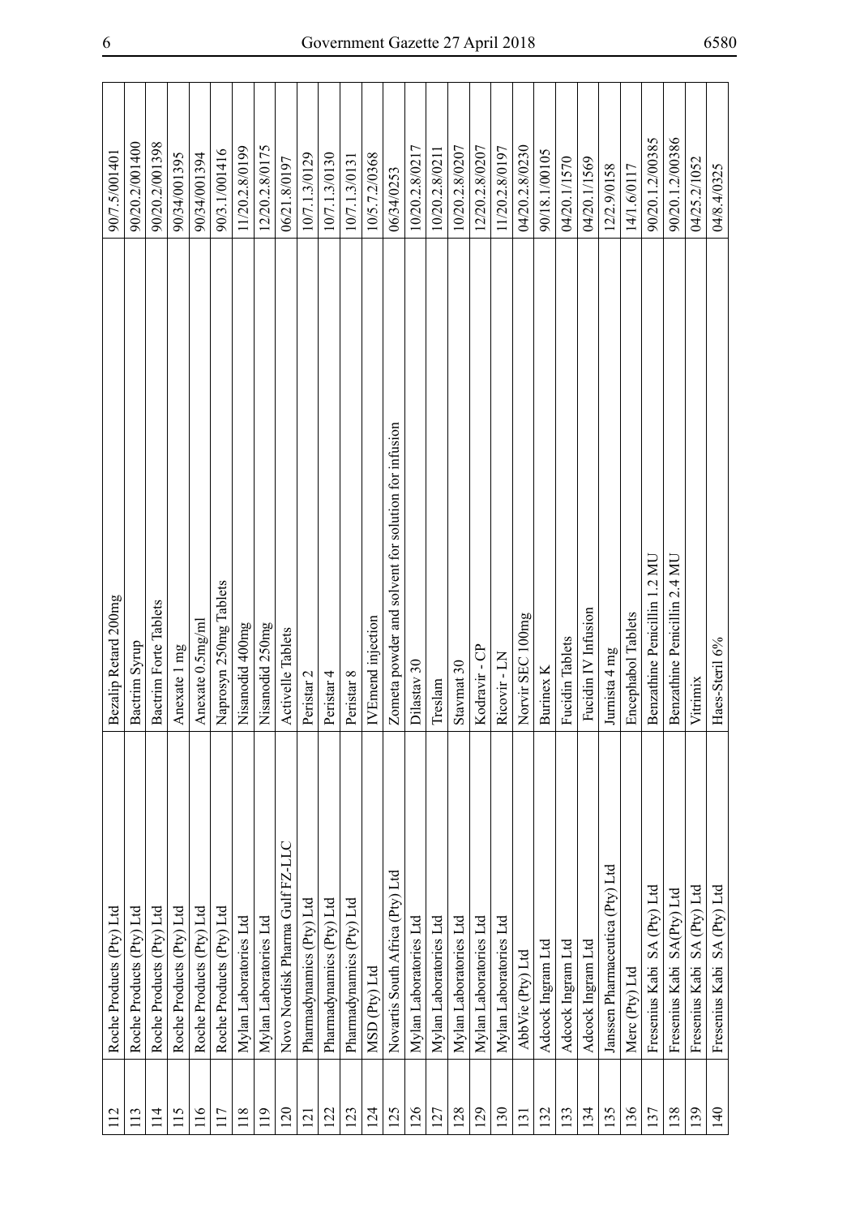| 112 | Roche Products (Pty) Ltd | Bezalip Retard 200mg | 90/7.5/001401 |
|---|---|---|---|
| 113 | Roche Products (Pty) Ltd | Bactrim Syrup | 90/20.2/001400 |
| 114 | Roche Products (Pty) Ltd | Bactrim Forte Tablets | 90/20.2/001398 |
| 115 | Roche Products (Pty) Ltd | Anexate 1 mg | 90/34/001395 |
| 116 | Roche Products (Pty) Ltd | Anexate 0.5mg/ml | 90/34/001394 |
| 117 | Roche Products (Pty) Ltd | Naprosyn 250mg Tablets | 90/3.1/001416 |
| 118 | Mylan Laboratories Ltd | Nisanodid 400mg | 11/20.2.8/0199 |
| 119 | Mylan Laboratories Ltd | Nisanodid 250mg | 12/20.2.8/0175 |
| 120 | Novo Nordisk Pharma Gulf FZ-LLC | Activelle Tablets | 06/21.8/0197 |
| 121 | Pharmadynamics (Pty) Ltd | Peristar 2 | 10/7.1.3/0129 |
| 122 | Pharmadynamics (Pty) Ltd | Peristar 4 | 10/7.1.3/0130 |
| 123 | Pharmadynamics (Pty) Ltd | Peristar 8 | 10/7.1.3/0131 |
| 124 | MSD (Pty) Ltd | IVEmend injection | 10/5.7.2/0368 |
| 125 | Novartis South Africa (Pty) Ltd | Zometa powder and solvent for solution for infusion | 06/34/0253 |
| 126 | Mylan Laboratories Ltd | Dilastav 30 | 10/20.2.8/0217 |
| 127 | Mylan Laboratories Ltd | Treslam | 10/20.2.8/0211 |
| 128 | Mylan Laboratories Ltd | Stavmat 30 | 10/20.2.8/0207 |
| 129 | Mylan Laboratories Ltd | Kodravir - CP | 12/20.2.8/0207 |
| 130 | Mylan Laboratories Ltd | Ricovir - LN | 11/20.2.8/0197 |
| 131 | AbbVie (Pty) Ltd | Norvir SEC 100mg | 04/20.2.8/0230 |
| 132 | Adcock Ingram Ltd | Burinex K | 90/18.1/00105 |
| 133 | Adcock Ingram Ltd | Fucidin Tablets | 04/20.1/1570 |
| 134 | Adcock Ingram Ltd | Fucidin IV Infusion | 04/20.1/1569 |
| 135 | Janssen Pharmaceutica (Pty) Ltd | Jurnista 4 mg | 12/2.9/0158 |
| 136 | Merc (Pty) Ltd | Encephabol Tablets | 14/1.6/0117 |
| 137 | Fresenius Kabi SA (Pty) Ltd | Benzathine Penicillin 1.2 MU | 90/20.1.2/00385 |
| 138 | Fresenius Kabi SA(Pty) Ltd | Benzathine Penicillin 2.4 MU | 90/20.1.2/00386 |
| 139 | Fresenius Kabi SA (Pty) Ltd | Vitrimix | 04/25.2/1052 |
| 140 | Fresenius Kabi SA (Pty) Ltd | Haes-Steril 6% | 04/8.4/0325 |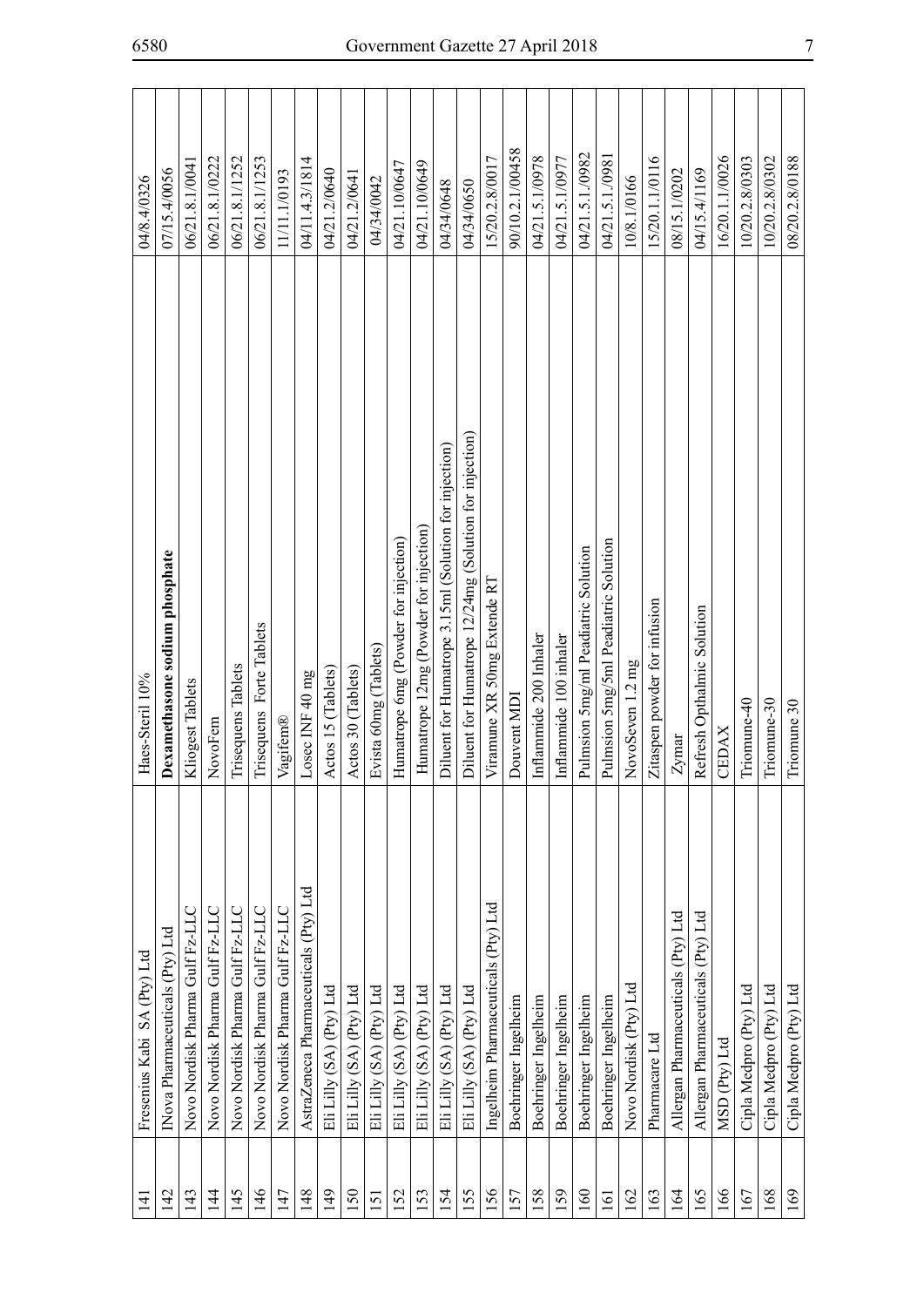| | | | |
|---|---|---|---|
| 141 | Fresenius Kabi SA (Pty) Ltd | Haes-Steril 10% | 04/8.4/0326 |
| 142 | INova Pharmaceuticals (Pty) Ltd | **Dexamethasone sodium phosphate** | 07/15.4/0056 |
| 143 | Novo Nordisk Pharma Gulf Fz-LLC | Kliogest Tablets | 06/21.8.1/0041 |
| 144 | Novo Nordisk Pharma Gulf Fz-LLC | NovoFem | 06/21.8.1/0222 |
| 145 | Novo Nordisk Pharma Gulf Fz-LLC | Trisequens Tablets | 06/21.8.1/1252 |
| 146 | Novo Nordisk Pharma Gulf Fz-LLC | Trisequens Forte Tablets | 06/21.8.1/1253 |
| 147 | Novo Nordisk Pharma Gulf Fz-LLC | Vagifem® | 11/11.1/0193 |
| 148 | AstraZeneca Pharmaceuticals (Pty) Ltd | Losec INF 40 mg | 04/11.4.3/1814 |
| 149 | Eli Lilly (SA) (Pty) Ltd | Actos 15 (Tablets) | 04/21.2/0640 |
| 150 | Eli Lilly (SA) (Pty) Ltd | Actos 30 (Tablets) | 04/21.2/0641 |
| 151 | Eli Lilly (SA) (Pty) Ltd | Evista 60mg (Tablets) | 04/34/0042 |
| 152 | Eli Lilly (SA) (Pty) Ltd | Humatrope 6mg (Powder for injection) | 04/21.10/0647 |
| 153 | Eli Lilly (SA) (Pty) Ltd | Humatrope 12mg (Powder for injection) | 04/21.10/0649 |
| 154 | Eli Lilly (SA) (Pty) Ltd | Diluent for Humatrope 3.15ml (Solution for injection) | 04/34/0648 |
| 155 | Eli Lilly (SA) (Pty) Ltd | Diluent for Humatrope 12/24mg (Solution for injection) | 04/34/0650 |
| 156 | Ingelheim Pharmaceuticals (Pty) Ltd | Viramune XR 50mg Extende RT | 15/20.2.8/0017 |
| 157 | Boehringer Ingelheim | Douvent MDI | 90/10.2.1/00458 |
| 158 | Boehringer Ingelheim | Inflammide 200 Inhaler | 04/21.5.1/0978 |
| 159 | Boehringer Ingelheim | Inflammide 100 inhaler | 04/21.5.1/0977 |
| 160 | Boehringer Ingelheim | Pulmsion 5mg/ml Peadiatric Solution | 04/21.5.1./0982 |
| 161 | Boehringer Ingelheim | Pulmsion 5mg/5ml Peadiatric Solution | 04/21.5.1./0981 |
| 162 | Novo Nordisk (Pty) Ltd | NovoSeven 1.2 mg | 10/8.1/0166 |
| 163 | Pharmacare Ltd | Zitaspen powder for infusion | 15/20.1.1/0116 |
| 164 | Allergan Pharmaceuticals (Pty) Ltd | Zymar | 08/15.1/0202 |
| 165 | Allergan Pharmaceuticals (Pty) Ltd | Refresh Opthalmic Solution | 04/15.4/1169 |
| 166 | MSD (Pty) Ltd | CEDAX | 16/20.1.1/0026 |
| 167 | Cipla Medpro (Pty) Ltd | Triomune-40 | 10/20.2.8/0303 |
| 168 | Cipla Medpro (Pty) Ltd | Triomune-30 | 10/20.2.8/0302 |
| 169 | Cipla Medpro (Pty) Ltd | Triomune 30 | 08/20.2.8/0188 |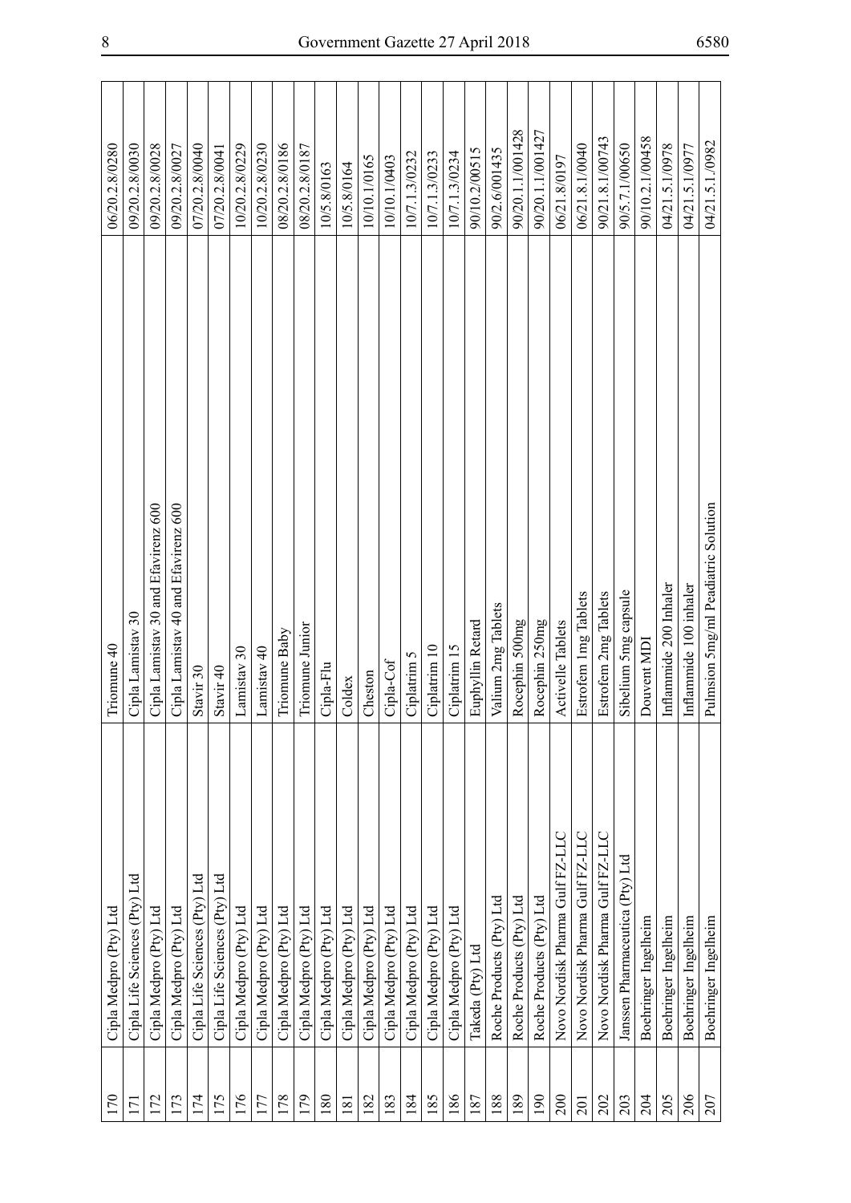| | | | |
|---|---|---|---|
| 170 | Cipla Medpro (Pty) Ltd | Triomune 40 | 06/20.2.8/0280 |
| 171 | Cipla Life Sciences (Pty) Ltd | Cipla Lamistav 30 | 09/20.2.8/0030 |
| 172 | Cipla Medpro (Pty) Ltd | Cipla Lamistav 30 and Efavirenz 600 | 09/20.2.8/0028 |
| 173 | Cipla Medpro (Pty) Ltd | Cipla Lamistav 40 and Efavirenz 600 | 09/20.2.8/0027 |
| 174 | Cipla Life Sciences (Pty) Ltd | Stavir 30 | 07/20.2.8/0040 |
| 175 | Cipla Life Sciences (Pty) Ltd | Stavir 40 | 07/20.2.8/0041 |
| 176 | Cipla Medpro (Pty) Ltd | Lamistav 30 | 10/20.2.8/0229 |
| 177 | Cipla Medpro (Pty) Ltd | Lamistav 40 | 10/20.2.8/0230 |
| 178 | Cipla Medpro (Pty) Ltd | Triomune Baby | 08/20.2.8/0186 |
| 179 | Cipla Medpro (Pty) Ltd | Triomune Junior | 08/20.2.8/0187 |
| 180 | Cipla Medpro (Pty) Ltd | Cipla-Flu | 10/5.8/0163 |
| 181 | Cipla Medpro (Pty) Ltd | Coldex | 10/5.8/0164 |
| 182 | Cipla Medpro (Pty) Ltd | Cheston | 10/10.1/0165 |
| 183 | Cipla Medpro (Pty) Ltd | Cipla-Cof | 10/10.1/0403 |
| 184 | Cipla Medpro (Pty) Ltd | Ciplatrim 5 | 10/7.1.3/0232 |
| 185 | Cipla Medpro (Pty) Ltd | Ciplatrim 10 | 10/7.1.3/0233 |
| 186 | Cipla Medpro (Pty) Ltd | Ciplatrim 15 | 10/7.1.3/0234 |
| 187 | Takeda (Pty) Ltd | Euphyllin Retard | 90/10.2/00515 |
| 188 | Roche Products (Pty) Ltd | Valium 2mg Tablets | 90/2.6/001435 |
| 189 | Roche Products (Pty) Ltd | Rocephin 500mg | 90/20.1.1/001428 |
| 190 | Roche Products (Pty) Ltd | Rocephin 250mg | 90/20.1.1/001427 |
| 200 | Novo Nordisk Pharma Gulf FZ-LLC | Activelle Tablets | 06/21.8/0197 |
| 201 | Novo Nordisk Pharma Gulf FZ-LLC | Estrofem 1mg Tablets | 06/21.8.1/0040 |
| 202 | Novo Nordisk Pharma Gulf FZ-LLC | Estrofem 2mg Tablets | 90/21.8.1/00743 |
| 203 | Janssen Pharmaceutica (Pty) Ltd | Sibelium 5mg capsule | 90/5.7.1/00650 |
| 204 | Boehringer Ingelheim | Douvent MDI | 90/10.2.1/00458 |
| 205 | Boehringer Ingelheim | Inflammide 200 Inhaler | 04/21.5.1/0978 |
| 206 | Boehringer Ingelheim | Inflammide 100 inhaler | 04/21.5.1/0977 |
| 207 | Boehringer Ingelheim | Pulmsion 5mg/ml Peadiatric Solution | 04/21.5.1./0982 |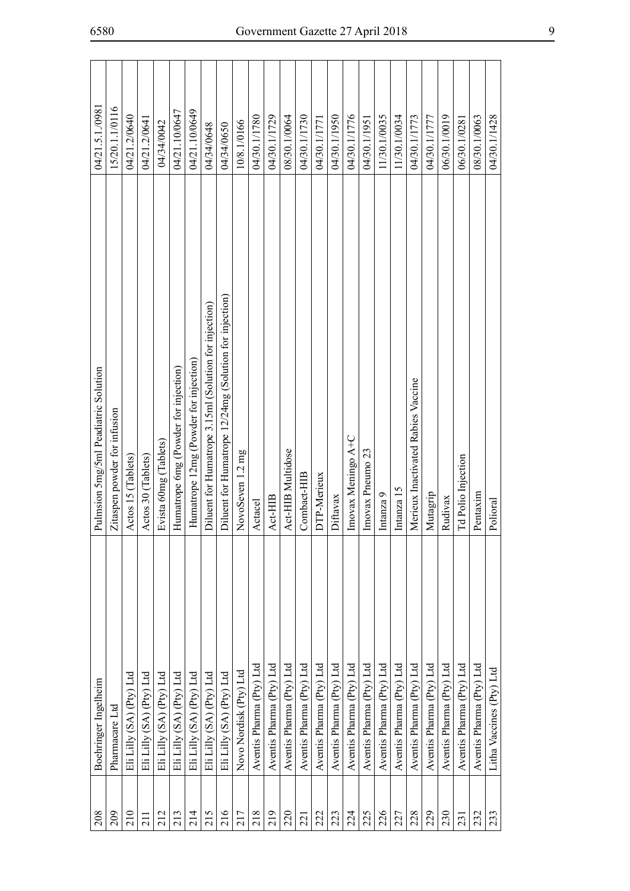| | | | |
|---|---|---|---|
| 208 | Boehringer Ingelheim | Pulmsion 5mg/5ml Peadiatric Solution | 04/21.5.1/0981 |
| 209 | Pharmacare Ltd | Zitaspen powder for infusion | 15/20.1.1/0116 |
| 210 | Eli Lilly (SA) (Pty) Ltd | Actos 15 (Tablets) | 04/21.2/0640 |
| 211 | Eli Lilly (SA) (Pty) Ltd | Actos 30 (Tablets) | 04/21.2/0641 |
| 212 | Eli Lilly (SA) (Pty) Ltd | Evista 60mg (Tablets) | 04/34/0042 |
| 213 | Eli Lilly (SA) (Pty) Ltd | Humatrope 6mg (Powder for injection) | 04/21.10/0647 |
| 214 | Eli Lilly (SA) (Pty) Ltd | Humatrope 12mg (Powder for injection) | 04/21.10/0649 |
| 215 | Eli Lilly (SA) (Pty) Ltd | Diluent for Humatrope 3.15ml (Solution for injection) | 04/34/0648 |
| 216 | Eli Lilly (SA) (Pty) Ltd | Diluent for Humatrope 12/24mg (Solution for injection) | 04/34/0650 |
| 217 | Novo Nordisk (Pty) Ltd | NovoSeven 1.2 mg | 10/8.1/0166 |
| 218 | Aventis Pharma (Pty) Ltd | Actacel | 04/30.1/1780 |
| 219 | Aventis Pharma (Pty) Ltd | Act-HIB | 04/30.1/1729 |
| 220 | Aventis Pharma (Pty) Ltd | Act-HIB Multidose | 08/30.1/0064 |
| 221 | Aventis Pharma (Pty) Ltd | Combact-HIB | 04/30.1/1730 |
| 222 | Aventis Pharma (Pty) Ltd | DTP-Merieux | 04/30.1/1771 |
| 223 | Aventis Pharma (Pty) Ltd | Diftavax | 04/30.1/1950 |
| 224 | Aventis Pharma (Pty) Ltd | Imovax Meningo A+C | 04/30.1/1776 |
| 225 | Aventis Pharma (Pty) Ltd | Imovax Pneumo 23 | 04/30.1/1951 |
| 226 | Aventis Pharma (Pty) Ltd | Intanza 9 | 11/30.1/0035 |
| 227 | Aventis Pharma (Pty) Ltd | Intanza 15 | 11/30.1/0034 |
| 228 | Aventis Pharma (Pty) Ltd | Merieux Inactivated Rabies Vaccine | 04/30.1/1773 |
| 229 | Aventis Pharma (Pty) Ltd | Mutagrip | 04/30.1/1777 |
| 230 | Aventis Pharma (Pty) Ltd | Rudivax | 06/30.1/0019 |
| 231 | Aventis Pharma (Pty) Ltd | Td Polio Injection | 06/30.1/0281 |
| 232 | Aventis Pharma (Pty) Ltd | Pentaxim | 08/30.1/0063 |
| 233 | Litha Vaccines (Pty) Ltd | Polioral | 04/30.1/1428 |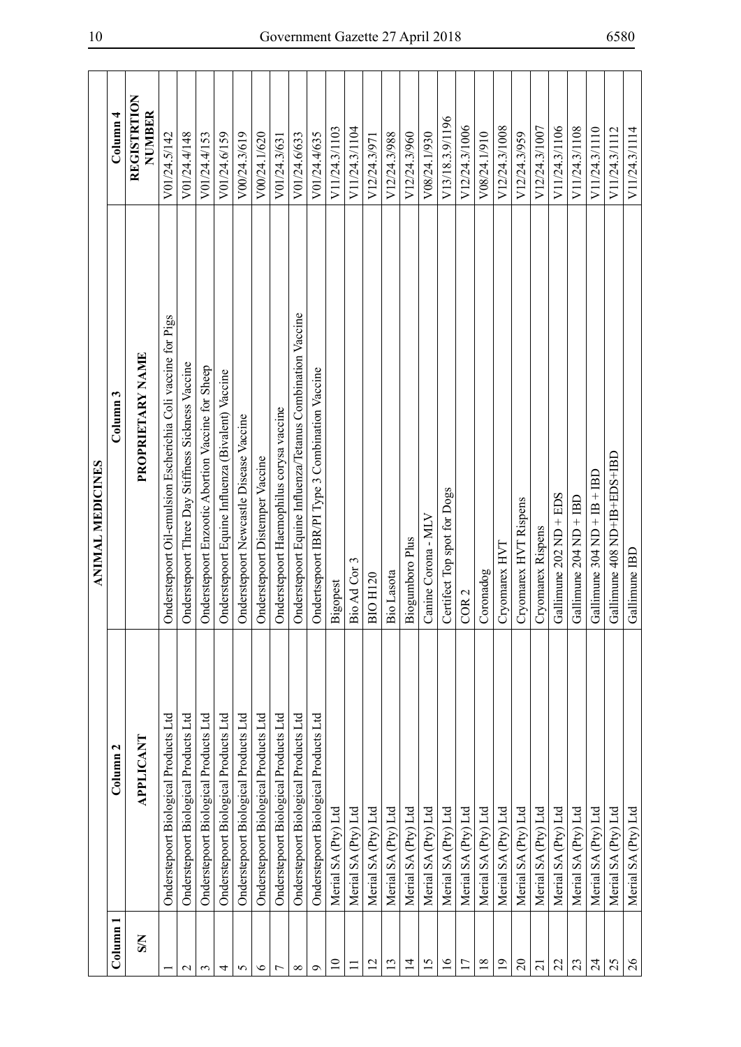| Column 1 | Column 2 | Column 3 | Column 4 |
|---|---|---|---|
| | | **ANIMAL MEDICINES** | |
| **S/N** | **APPLICANT** | **PROPRIETARY NAME** | **REGISTRTION NUMBER** |
| 1 | Onderstepoort Biological Products Ltd | Onderstepoort Oil-emulsion Escherichia Coli vaccine for Pigs | V01/24.5/142 |
| 2 | Onderstepoort Biological Products Ltd | Onderstepoort Three Day Stiffness Sickness Vaccine | V01/24.4/148 |
| 3 | Onderstepoort Biological Products Ltd | Onderstepoort Enzootic Abortion Vaccine for Sheep | V01/24.4/153 |
| 4 | Onderstepoort Biological Products Ltd | Onderstepoort Equine Influenza (Bivalent) Vaccine | V01/24.6/159 |
| 5 | Onderstepoort Biological Products Ltd | Onderstepoort Newcastle Disease Vaccine | V00/24.3/619 |
| 6 | Onderstepoort Biological Products Ltd | Onderstepoort Distemper Vaccine | V00/24.1/620 |
| 7 | Onderstepoort Biological Products Ltd | Onderstepoort Haemophilus corysa vaccine | V01/24.3/631 |
| 8 | Onderstepoort Biological Products Ltd | Onderstepoort Equine Influenza/Tetanus Combination Vaccine | V01/24.6/633 |
| 9 | Onderstepoort Biological Products Ltd | Ondertsepoort IBR/PI Type 3 Combination Vaccine | V01/24.4/635 |
| 10 | Merial SA (Pty) Ltd | Bigopest | V11/24.3/1103 |
| 11 | Merial SA (Pty) Ltd | Bio Ad Cor 3 | V11/24.3/1104 |
| 12 | Merial SA (Pty) Ltd | BIO H120 | V12/24.3/971 |
| 13 | Merial SA (Pty) Ltd | Bio Lasota | V12/24.3/988 |
| 14 | Merial SA (Pty) Ltd | Biogumboro Plus | V12/24.3/960 |
| 15 | Merial SA (Pty) Ltd | Canine Corona - MLV | V08/24.1/930 |
| 16 | Merial SA (Pty) Ltd | Certifect Top spot for Dogs | V13/18.3.9/1196 |
| 17 | Merial SA (Pty) Ltd | COR 2 | V12/24.3/1006 |
| 18 | Merial SA (Pty) Ltd | Coronadog | V08/24.1/910 |
| 19 | Merial SA (Pty) Ltd | Cryomarex HVT | V12/24.3/1008 |
| 20 | Merial SA (Pty) Ltd | Cryomarex HVT Rispens | V12/24.3/959 |
| 21 | Merial SA (Pty) Ltd | Cryomarex Rispens | V12/24.3/1007 |
| 22 | Merial SA (Pty) Ltd | Gallimune 202 ND + EDS | V11/24.3/1106 |
| 23 | Merial SA (Pty) Ltd | Gallimune 204 ND + IBD | V11/24.3/1108 |
| 24 | Merial SA (Pty) Ltd | Gallimune 304 ND + IB + IBD | V11/24.3/1110 |
| 25 | Merial SA (Pty) Ltd | Gallimune 408 ND+IB+EDS+IBD | V11/24.3/1112 |
| 26 | Merial SA (Pty) Ltd | Gallimune IBD | V11/24.3/1114 |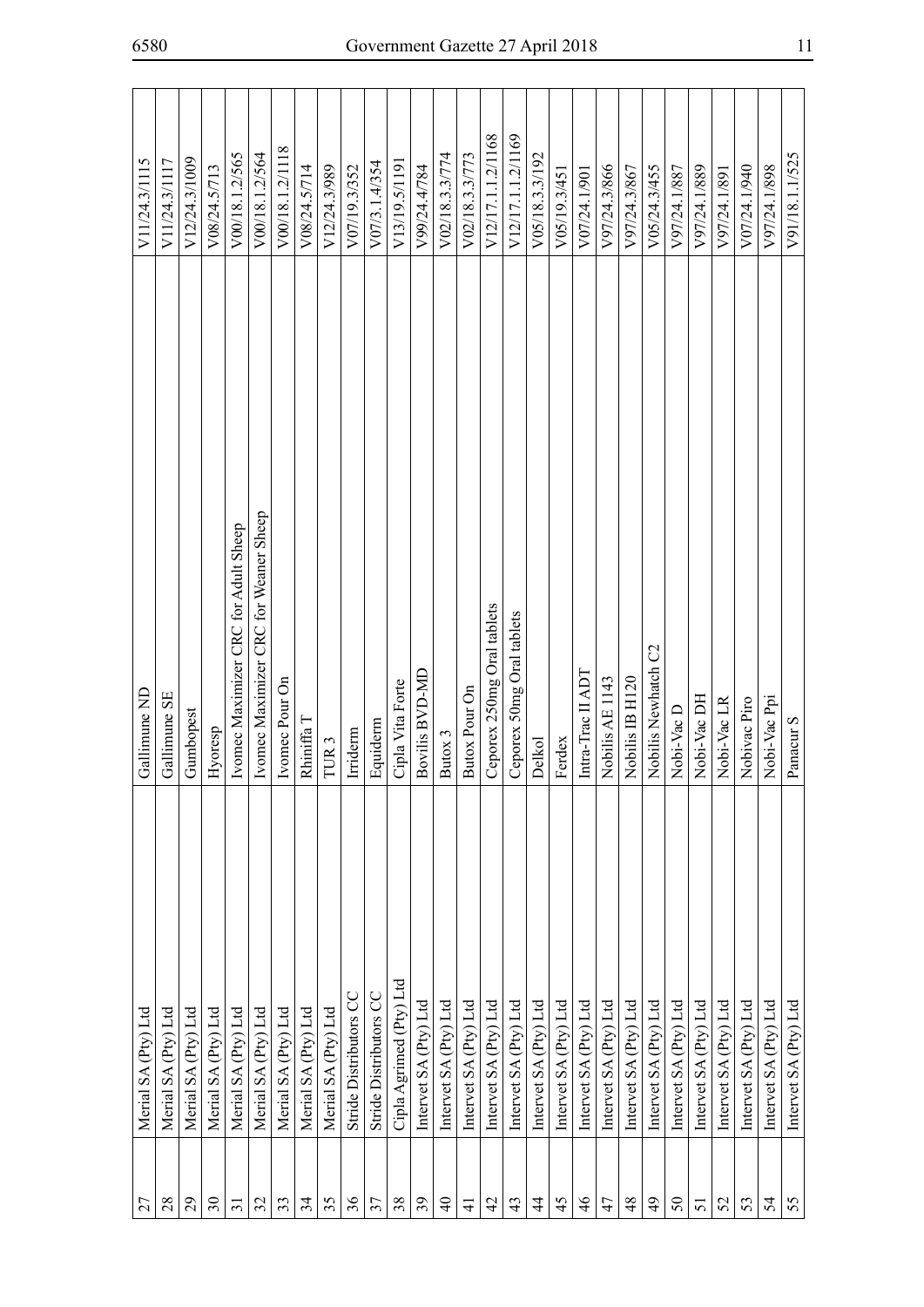| | | | |
|---|---|---|---|
| 27 | Merial SA (Pty) Ltd | Gallimune ND | V11/24.3/1115 |
| 28 | Merial SA (Pty) Ltd | Gallimune SE | V11/24.3/1117 |
| 29 | Merial SA (Pty) Ltd | Gumbopest | V12/24.3/1009 |
| 30 | Merial SA (Pty) Ltd | Hyoresp | V08/24.5/713 |
| 31 | Merial SA (Pty) Ltd | Ivomec Maximizer CRC for Adult Sheep | V00/18.1.2/565 |
| 32 | Merial SA (Pty) Ltd | Ivomec Maximizer CRC for Weaner Sheep | V00/18.1.2/564 |
| 33 | Merial SA (Pty) Ltd | Ivomec Pour On | V00/18.1.2/1118 |
| 34 | Merial SA (Pty) Ltd | Rhiniffa T | V08/24.5/714 |
| 35 | Merial SA (Pty) Ltd | TUR 3 | V12/24.3/989 |
| 36 | Stride Distributors CC | Irriderm | V07/19.3/352 |
| 37 | Stride Distributors CC | Equiderm | V07/3.1.4/354 |
| 38 | Cipla Agrimed (Pty) Ltd | Cipla Vita Forte | V13/19.5/1191 |
| 39 | Intervet SA (Pty) Ltd | Bovilis BVD-MD | V99/24.4/784 |
| 40 | Intervet SA (Pty) Ltd | Butox 3 | V02/18.3.3/774 |
| 41 | Intervet SA (Pty) Ltd | Butox Pour On | V02/18.3.3/773 |
| 42 | Intervet SA (Pty) Ltd | Ceporex 250mg Oral tablets | V12/17.1.1.2/1168 |
| 43 | Intervet SA (Pty) Ltd | Ceporex 50mg Oral tablets | V12/17.1.1.2/1169 |
| 44 | Intervet SA (Pty) Ltd | Delkol | V05/18.3.3/192 |
| 45 | Intervet SA (Pty) Ltd | Ferdex | V05/19.3/451 |
| 46 | Intervet SA (Pty) Ltd | Intra-Trac II ADT | V07/24.1/901 |
| 47 | Intervet SA (Pty) Ltd | Nobilis AE 1143 | V97/24.3/866 |
| 48 | Intervet SA (Pty) Ltd | Nobilis IB H120 | V97/24.3/867 |
| 49 | Intervet SA (Pty) Ltd | Nobilis Newhatch C2 | V05/24.3/455 |
| 50 | Intervet SA (Pty) Ltd | Nobi-Vac D | V97/24.1/887 |
| 51 | Intervet SA (Pty) Ltd | Nobi-Vac DH | V97/24.1/889 |
| 52 | Intervet SA (Pty) Ltd | Nobi-Vac LR | V97/24.1/891 |
| 53 | Intervet SA (Pty) Ltd | Nobivac Piro | V07/24.1/940 |
| 54 | Intervet SA (Pty) Ltd | Nobi-Vac Ppi | V97/24.1/898 |
| 55 | Intervet SA (Pty) Ltd | Panacur S | V91/18.1.1/525 |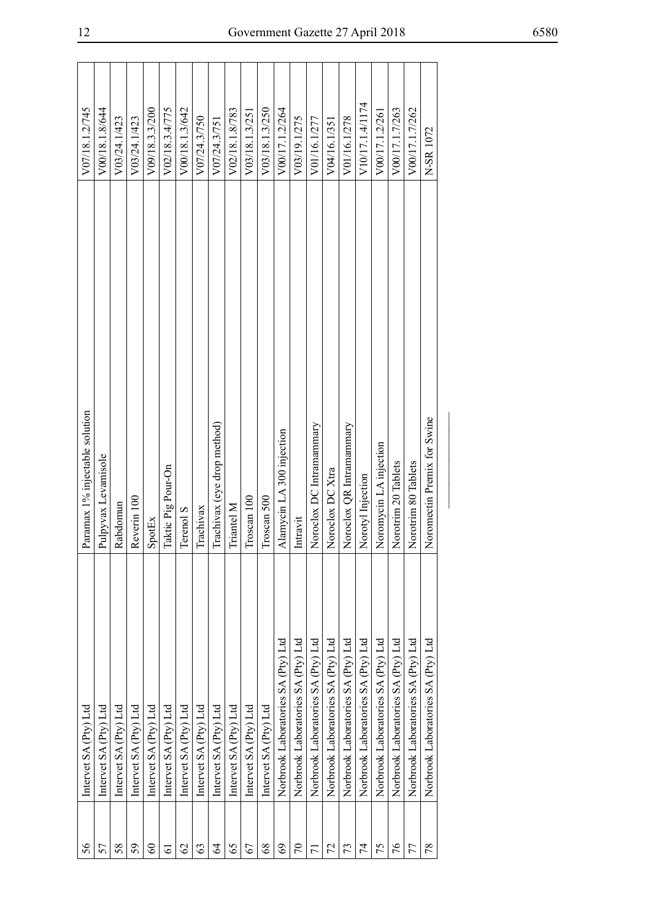| | | | |
|---|---|---|---|
| 56 | Intervet SA (Pty) Ltd | Paramax 1% injectable solution | V07/18.1.2/745 |
| 57 | Intervet SA (Pty) Ltd | Pulpyvax Levamisole | V00/18.1.8/644 |
| 58 | Intervet SA (Pty) Ltd | Rabdomun | V03/24.1/423 |
| 59 | Intervet SA (Pty) Ltd | Reverin 100 | V03/24.1/423 |
| 60 | Intervet SA (Pty) Ltd | SpotEx | V09/18.3.3/200 |
| 61 | Intervet SA (Pty) Ltd | Taktic Pig Pour-On | V02/18.3.4/775 |
| 62 | Intervet SA (Pty) Ltd | Terenol S | V00/18.1.3/642 |
| 63 | Intervet SA (Pty) Ltd | Trachivax | V07/24.3/750 |
| 64 | Intervet SA (Pty) Ltd | Trachivax (eye drop method) | V07/24.3/751 |
| 65 | Intervet SA (Pty) Ltd | Triantel M | V02/18.1.8/783 |
| 67 | Intervet SA (Pty) Ltd | Troscan 100 | V03/18.1.3/251 |
| 68 | Intervet SA (Pty) Ltd | Troscan 500 | V03/18.1.3/250 |
| 69 | Norbrook Laboratories SA (Pty) Ltd | Alamycin LA 300 injection | V00/17.1.2/264 |
| 70 | Norbrook Laboratories SA (Pty) Ltd | Intravit | V03/19.1/275 |
| 71 | Norbrook Laboratories SA (Pty) Ltd | Noroclox DC Intramammary | V01/16.1/277 |
| 72 | Norbrook Laboratories SA (Pty) Ltd | Noroclox DC Xtra | V04/16.1/351 |
| 73 | Norbrook Laboratories SA (Pty) Ltd | Noroclox QR Intramammary | V01/16.1/278 |
| 74 | Norbrook Laboratories SA (Pty) Ltd | Norotyl Injection | V10/17.1.4/1174 |
| 75 | Norbrook Laboratories SA (Pty) Ltd | Noromycin LA injection | V00/17.1.2/261 |
| 76 | Norbrook Laboratories SA (Pty) Ltd | Norotrim 20 Tablets | V00/17.1.7/263 |
| 77 | Norbrook Laboratories SA (Pty) Ltd | Norotrim 80 Tablets | V00/17.1.7/262 |
| 78 | Norbrook Laboratories SA (Pty) Ltd | Noromectin Premix for Swine | N-SR 1072 |